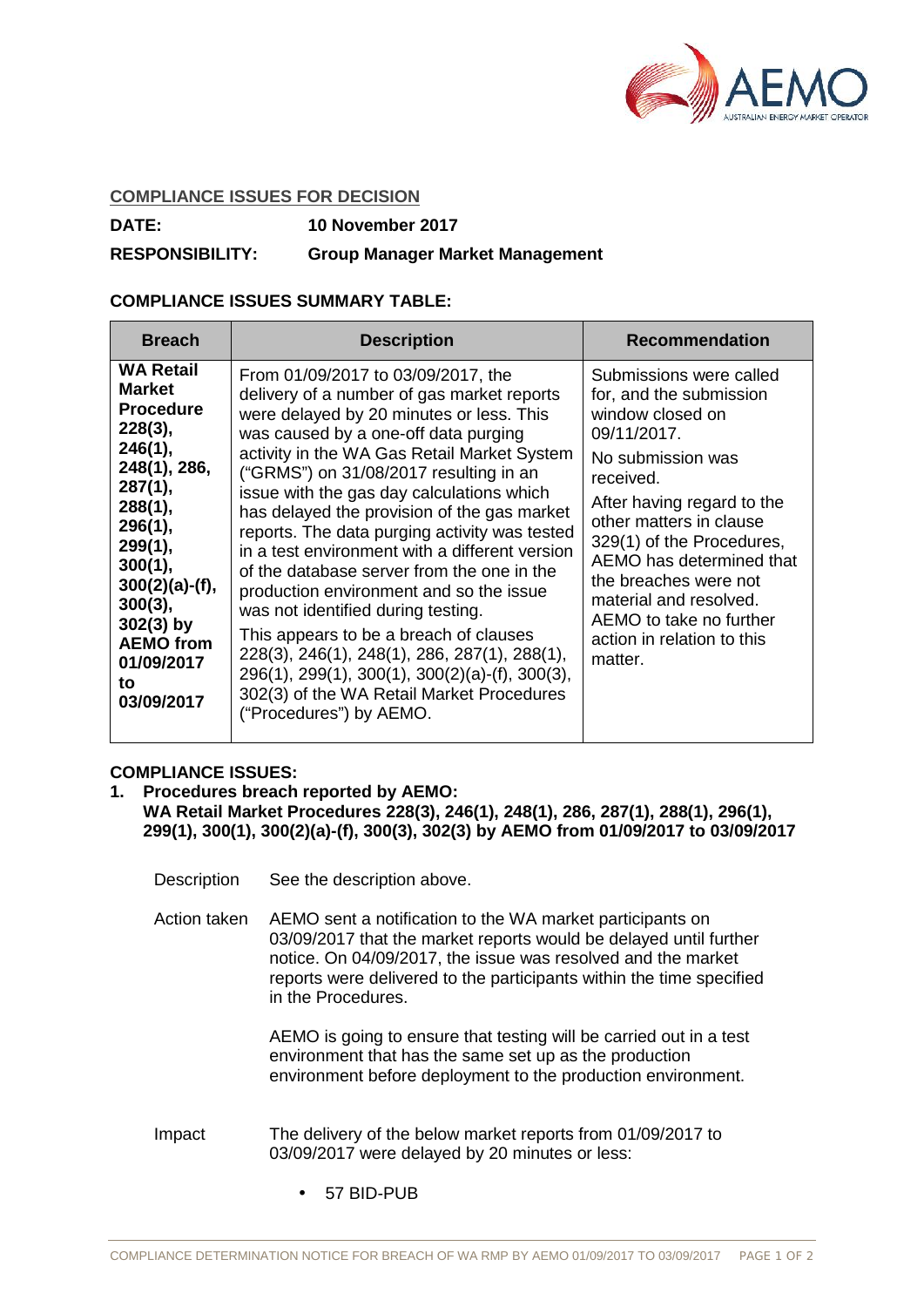**COMPLIANCE ISSUES FOR DECISION**

**DATE:** **10 November 2017**

**RESPONSIBILITY:** **Group Manager Market Management**

**COMPLIANCE ISSUES SUMMARY TABLE:**

| Breach | Description | Recommendation |
|---|---|---|
| **WA Retail Market Procedure 228(3), 246(1), 248(1), 286, 287(1), 288(1), 296(1), 299(1), 300(1), 300(2)(a)-(f), 300(3), 302(3) by AEMO from 01/09/2017 to 03/09/2017** | From 01/09/2017 to 03/09/2017, the delivery of a number of gas market reports were delayed by 20 minutes or less. This was caused by a one-off data purging activity in the WA Gas Retail Market System ("GRMS") on 31/08/2017 resulting in an issue with the gas day calculations which has delayed the provision of the gas market reports. The data purging activity was tested in a test environment with a different version of the database server from the one in the production environment and so the issue was not identified during testing.<br><br>This appears to be a breach of clauses 228(3), 246(1), 248(1), 286, 287(1), 288(1), 296(1), 299(1), 300(1), 300(2)(a)-(f), 300(3), 302(3) of the WA Retail Market Procedures ("Procedures") by AEMO. | Submissions were called for, and the submission window closed on 09/11/2017.<br><br>No submission was received.<br><br>After having regard to the other matters in clause 329(1) of the Procedures, AEMO has determined that the breaches were not material and resolved. AEMO to take no further action in relation to this matter. |

**COMPLIANCE ISSUES:**

1. **Procedures breach reported by AEMO:**
   **WA Retail Market Procedures 228(3), 246(1), 248(1), 286, 287(1), 288(1), 296(1), 299(1), 300(1), 300(2)(a)-(f), 300(3), 302(3) by AEMO from 01/09/2017 to 03/09/2017**

Description: See the description above.

Action taken: AEMO sent a notification to the WA market participants on 03/09/2017 that the market reports would be delayed until further notice. On 04/09/2017, the issue was resolved and the market reports were delivered to the participants within the time specified in the Procedures.

AEMO is going to ensure that testing will be carried out in a test environment that has the same set up as the production environment before deployment to the production environment.

Impact: The delivery of the below market reports from 01/09/2017 to 03/09/2017 were delayed by 20 minutes or less:

- 57 BID-PUB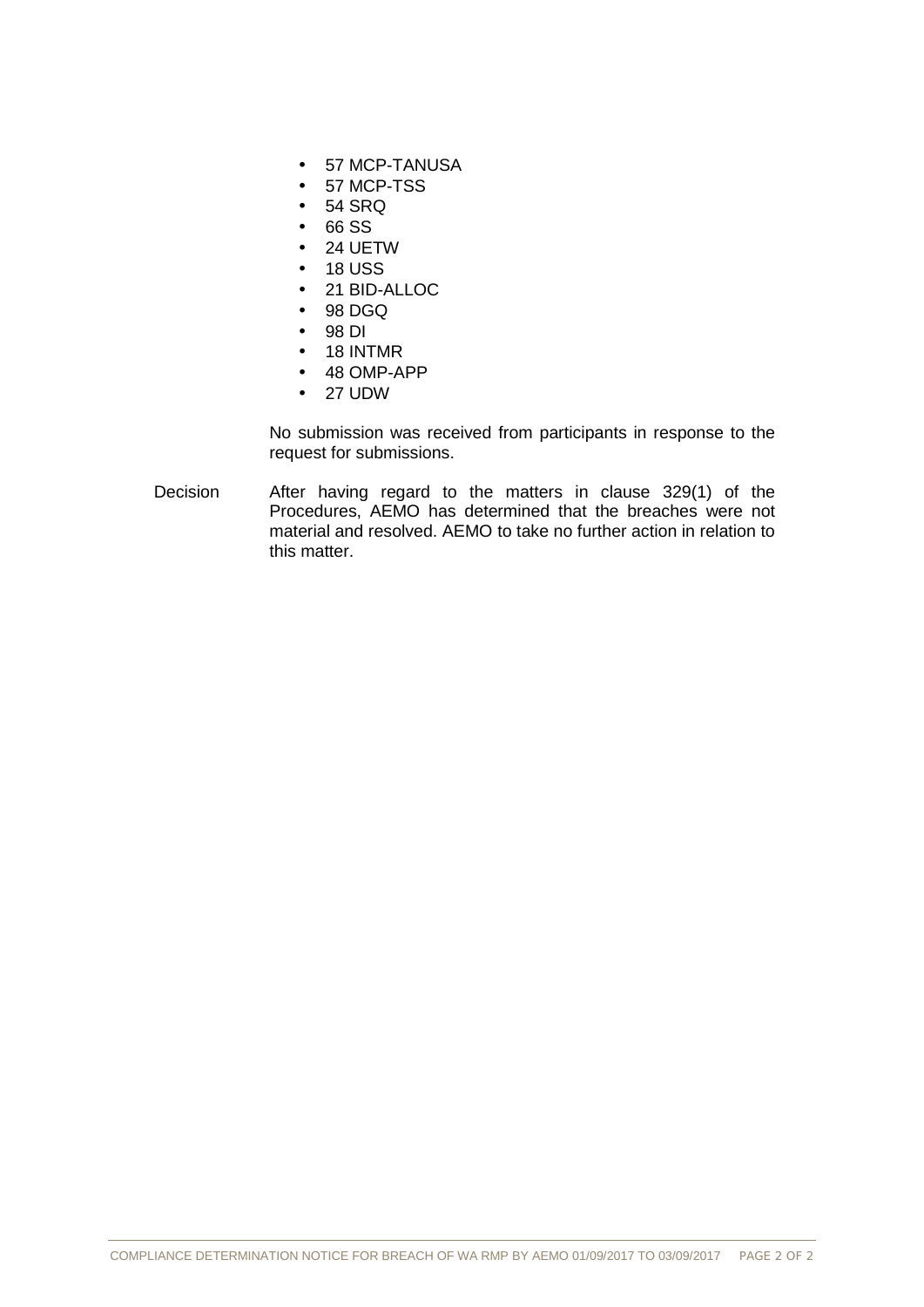- 57 MCP-TANUSA
- 57 MCP-TSS
- 54 SRQ
- 66 SS
- 24 UETW
- 18 USS
- 21 BID-ALLOC
- 98 DGQ
- 98 DI
- 18 INTMR
- 48 OMP-APP
- 27 UDW

No submission was received from participants in response to the request for submissions.

| | |
|---|---|
| Decision | After having regard to the matters in clause 329(1) of the Procedures, AEMO has determined that the breaches were not material and resolved. AEMO to take no further action in relation to this matter. |